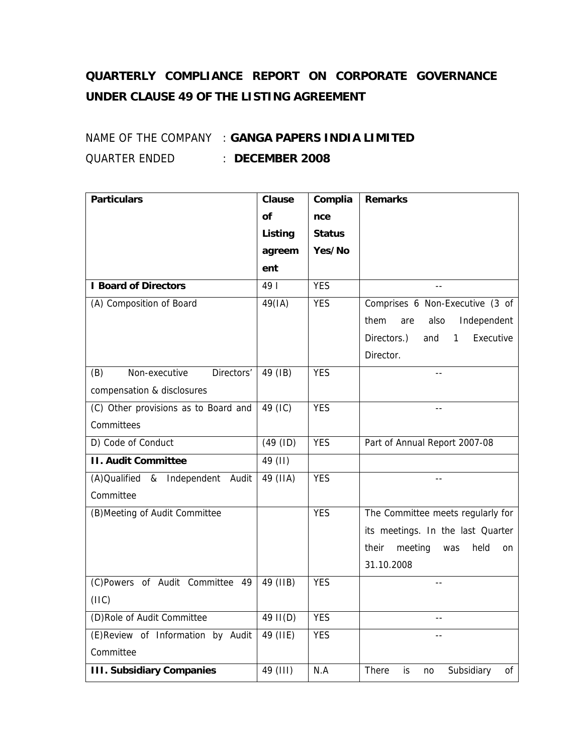# QUARTERLY COMPLIANCE REPORT ON CORPORATE GOVERNANCE UNDER CLAUSE 49 OF THE LISTING AGREEMENT

NAME OF THE COMPANY : **GANGA PAPERS INDIA LIMITED**

QUARTER ENDED : **DECEMBER 2008**

| **Particulars** | **Clause of Listing agreement** | **Compliance Status Yes/No** | **Remarks** |
|---|---|---|---|
| **I Board of Directors** | 49 I | YES | -- |
| (A) Composition of Board | 49(IA) | YES | Comprises 6 Non-Executive (3 of them are also Independent Directors.) and 1 Executive Director. |
| (B) Non-executive Directors' compensation & disclosures | 49 (IB) | YES | -- |
| (C) Other provisions as to Board and Committees | 49 (IC) | YES | -- |
| D) Code of Conduct | (49 (ID) | YES | Part of Annual Report 2007-08 |
| **II. Audit Committee** | 49 (II) | | |
| (A)Qualified & Independent Audit Committee | 49 (IIA) | YES | -- |
| (B)Meeting of Audit Committee | | YES | The Committee meets regularly for its meetings. In the last Quarter their meeting was held on 31.10.2008 |
| (C)Powers of Audit Committee 49 (IIC) | 49 (IIB) | YES | -- |
| (D)Role of Audit Committee | 49 II(D) | YES | -- |
| (E)Review of Information by Audit Committee | 49 (IIE) | YES | -- |
| **III. Subsidiary Companies** | 49 (III) | N.A | There is no Subsidiary of |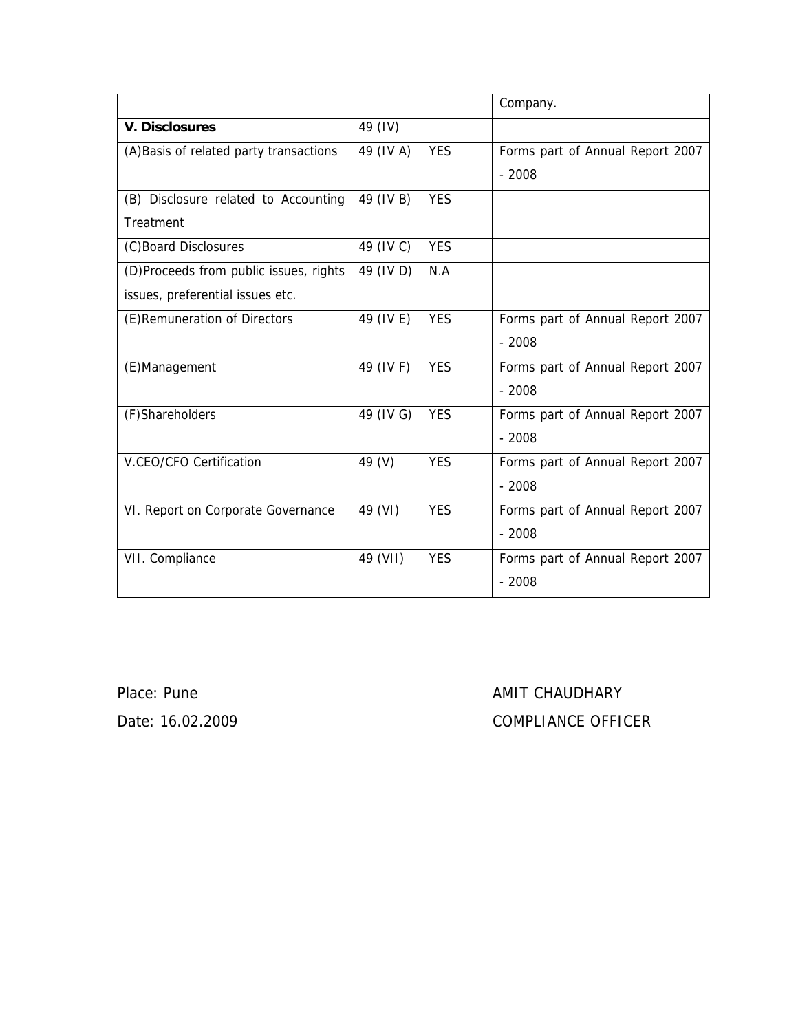| | | | |
|---|---|---|---|
| | | | Company. |
| **V. Disclosures** | 49 (IV) | | |
| (A)Basis of related party transactions | 49 (IV A) | YES | Forms part of Annual Report 2007 - 2008 |
| (B) Disclosure related to Accounting Treatment | 49 (IV B) | YES | |
| (C)Board Disclosures | 49 (IV C) | YES | |
| (D)Proceeds from public issues, rights issues, preferential issues etc. | 49 (IV D) | N.A | |
| (E)Remuneration of Directors | 49 (IV E) | YES | Forms part of Annual Report 2007 - 2008 |
| (E)Management | 49 (IV F) | YES | Forms part of Annual Report 2007 - 2008 |
| (F)Shareholders | 49 (IV G) | YES | Forms part of Annual Report 2007 - 2008 |
| V.CEO/CFO Certification | 49 (V) | YES | Forms part of Annual Report 2007 - 2008 |
| VI. Report on Corporate Governance | 49 (VI) | YES | Forms part of Annual Report 2007 - 2008 |
| VII. Compliance | 49 (VII) | YES | Forms part of Annual Report 2007 - 2008 |

Place: Pune
Date: 16.02.2009

AMIT CHAUDHARY
COMPLIANCE OFFICER